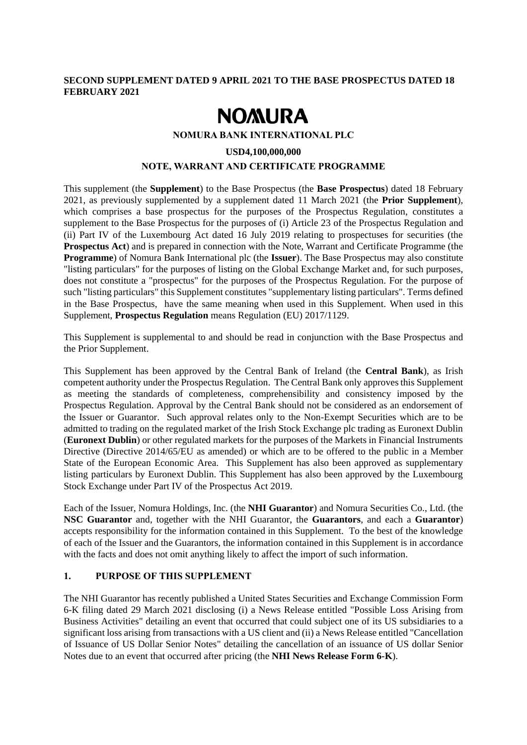**SECOND SUPPLEMENT DATED 9 APRIL 2021 TO THE BASE PROSPECTUS DATED 18 FEBRUARY 2021**

# NOMURA

**NOMURA BANK INTERNATIONAL PLC**

**USD4,100,000,000**

**NOTE, WARRANT AND CERTIFICATE PROGRAMME**

This supplement (the **Supplement**) to the Base Prospectus (the **Base Prospectus**) dated 18 February 2021, as previously supplemented by a supplement dated 11 March 2021 (the **Prior Supplement**), which comprises a base prospectus for the purposes of the Prospectus Regulation, constitutes a supplement to the Base Prospectus for the purposes of (i) Article 23 of the Prospectus Regulation and (ii) Part IV of the Luxembourg Act dated 16 July 2019 relating to prospectuses for securities (the **Prospectus Act**) and is prepared in connection with the Note, Warrant and Certificate Programme (the **Programme**) of Nomura Bank International plc (the **Issuer**). The Base Prospectus may also constitute "listing particulars" for the purposes of listing on the Global Exchange Market and, for such purposes, does not constitute a "prospectus" for the purposes of the Prospectus Regulation. For the purpose of such "listing particulars" this Supplement constitutes "supplementary listing particulars". Terms defined in the Base Prospectus, have the same meaning when used in this Supplement. When used in this Supplement, **Prospectus Regulation** means Regulation (EU) 2017/1129.

This Supplement is supplemental to and should be read in conjunction with the Base Prospectus and the Prior Supplement.

This Supplement has been approved by the Central Bank of Ireland (the **Central Bank**), as Irish competent authority under the Prospectus Regulation. The Central Bank only approves this Supplement as meeting the standards of completeness, comprehensibility and consistency imposed by the Prospectus Regulation. Approval by the Central Bank should not be considered as an endorsement of the Issuer or Guarantor. Such approval relates only to the Non-Exempt Securities which are to be admitted to trading on the regulated market of the Irish Stock Exchange plc trading as Euronext Dublin (**Euronext Dublin**) or other regulated markets for the purposes of the Markets in Financial Instruments Directive (Directive 2014/65/EU as amended) or which are to be offered to the public in a Member State of the European Economic Area. This Supplement has also been approved as supplementary listing particulars by Euronext Dublin. This Supplement has also been approved by the Luxembourg Stock Exchange under Part IV of the Prospectus Act 2019.

Each of the Issuer, Nomura Holdings, Inc. (the **NHI Guarantor**) and Nomura Securities Co., Ltd. (the **NSC Guarantor** and, together with the NHI Guarantor, the **Guarantors**, and each a **Guarantor**) accepts responsibility for the information contained in this Supplement. To the best of the knowledge of each of the Issuer and the Guarantors, the information contained in this Supplement is in accordance with the facts and does not omit anything likely to affect the import of such information.

## 1. PURPOSE OF THIS SUPPLEMENT

The NHI Guarantor has recently published a United States Securities and Exchange Commission Form 6-K filing dated 29 March 2021 disclosing (i) a News Release entitled "Possible Loss Arising from Business Activities" detailing an event that occurred that could subject one of its US subsidiaries to a significant loss arising from transactions with a US client and (ii) a News Release entitled "Cancellation of Issuance of US Dollar Senior Notes" detailing the cancellation of an issuance of US dollar Senior Notes due to an event that occurred after pricing (the **NHI News Release Form 6-K**).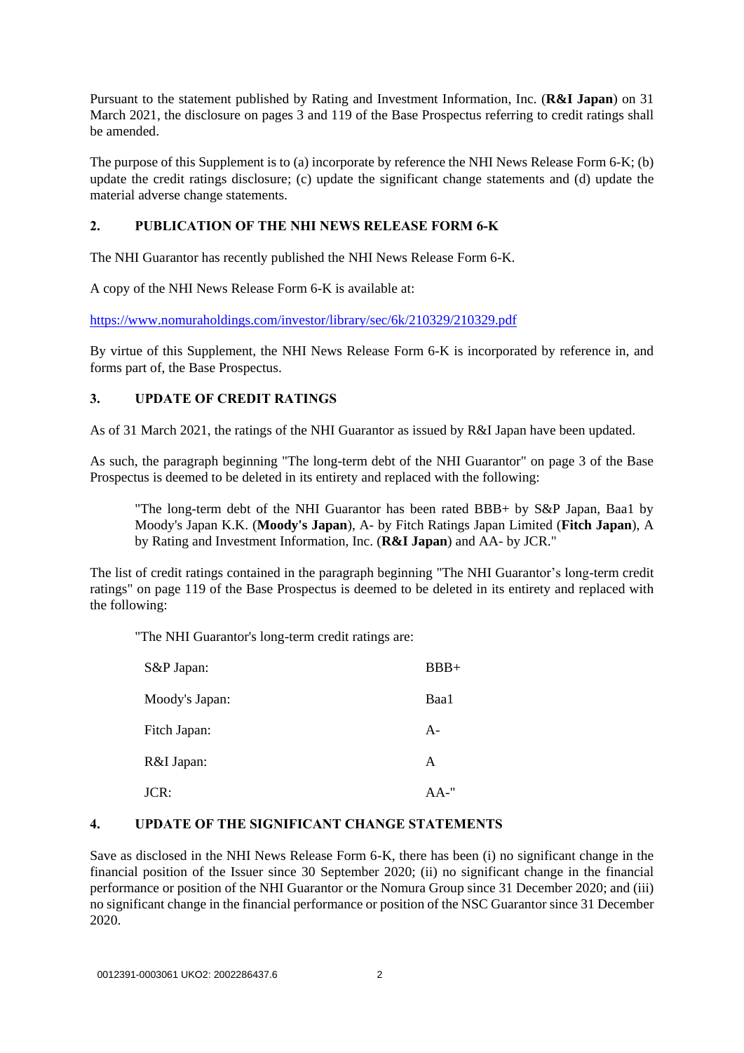Pursuant to the statement published by Rating and Investment Information, Inc. (**R&I Japan**) on 31 March 2021, the disclosure on pages 3 and 119 of the Base Prospectus referring to credit ratings shall be amended.

The purpose of this Supplement is to (a) incorporate by reference the NHI News Release Form 6-K; (b) update the credit ratings disclosure; (c) update the significant change statements and (d) update the material adverse change statements.

## 2. PUBLICATION OF THE NHI NEWS RELEASE FORM 6-K

The NHI Guarantor has recently published the NHI News Release Form 6-K.

A copy of the NHI News Release Form 6-K is available at:

https://www.nomuraholdings.com/investor/library/sec/6k/210329/210329.pdf

By virtue of this Supplement, the NHI News Release Form 6-K is incorporated by reference in, and forms part of, the Base Prospectus.

## 3. UPDATE OF CREDIT RATINGS

As of 31 March 2021, the ratings of the NHI Guarantor as issued by R&I Japan have been updated.

As such, the paragraph beginning "The long-term debt of the NHI Guarantor" on page 3 of the Base Prospectus is deemed to be deleted in its entirety and replaced with the following:

> "The long-term debt of the NHI Guarantor has been rated BBB+ by S&P Japan, Baa1 by Moody's Japan K.K. (**Moody's Japan**), A- by Fitch Ratings Japan Limited (**Fitch Japan**), A by Rating and Investment Information, Inc. (**R&I Japan**) and AA- by JCR."

The list of credit ratings contained in the paragraph beginning "The NHI Guarantor's long-term credit ratings" on page 119 of the Base Prospectus is deemed to be deleted in its entirety and replaced with the following:

"The NHI Guarantor's long-term credit ratings are:

| | |
|---|---|
| S&P Japan: | BBB+ |
| Moody's Japan: | Baa1 |
| Fitch Japan: | A- |
| R&I Japan: | A |
| JCR: | AA-" |

## 4. UPDATE OF THE SIGNIFICANT CHANGE STATEMENTS

Save as disclosed in the NHI News Release Form 6-K, there has been (i) no significant change in the financial position of the Issuer since 30 September 2020; (ii) no significant change in the financial performance or position of the NHI Guarantor or the Nomura Group since 31 December 2020; and (iii) no significant change in the financial performance or position of the NSC Guarantor since 31 December 2020.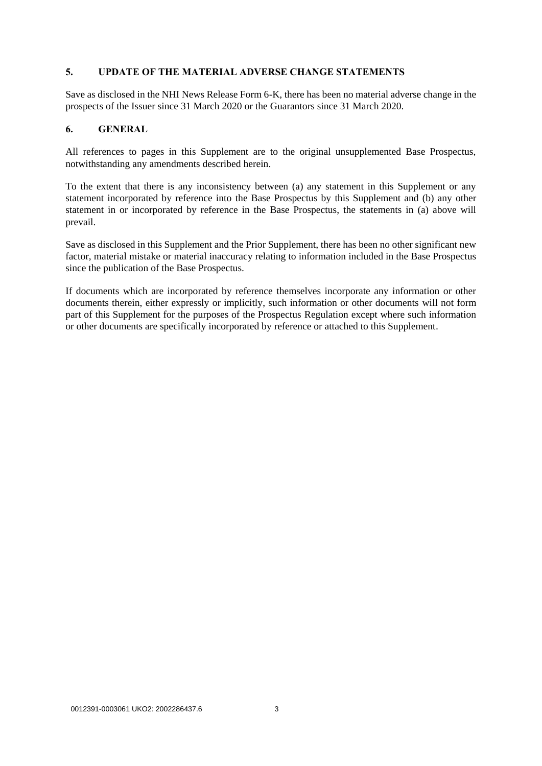## 5. UPDATE OF THE MATERIAL ADVERSE CHANGE STATEMENTS

Save as disclosed in the NHI News Release Form 6-K, there has been no material adverse change in the prospects of the Issuer since 31 March 2020 or the Guarantors since 31 March 2020.

## 6. GENERAL

All references to pages in this Supplement are to the original unsupplemented Base Prospectus, notwithstanding any amendments described herein.

To the extent that there is any inconsistency between (a) any statement in this Supplement or any statement incorporated by reference into the Base Prospectus by this Supplement and (b) any other statement in or incorporated by reference in the Base Prospectus, the statements in (a) above will prevail.

Save as disclosed in this Supplement and the Prior Supplement, there has been no other significant new factor, material mistake or material inaccuracy relating to information included in the Base Prospectus since the publication of the Base Prospectus.

If documents which are incorporated by reference themselves incorporate any information or other documents therein, either expressly or implicitly, such information or other documents will not form part of this Supplement for the purposes of the Prospectus Regulation except where such information or other documents are specifically incorporated by reference or attached to this Supplement.

0012391-0003061 UKO2: 2002286437.6